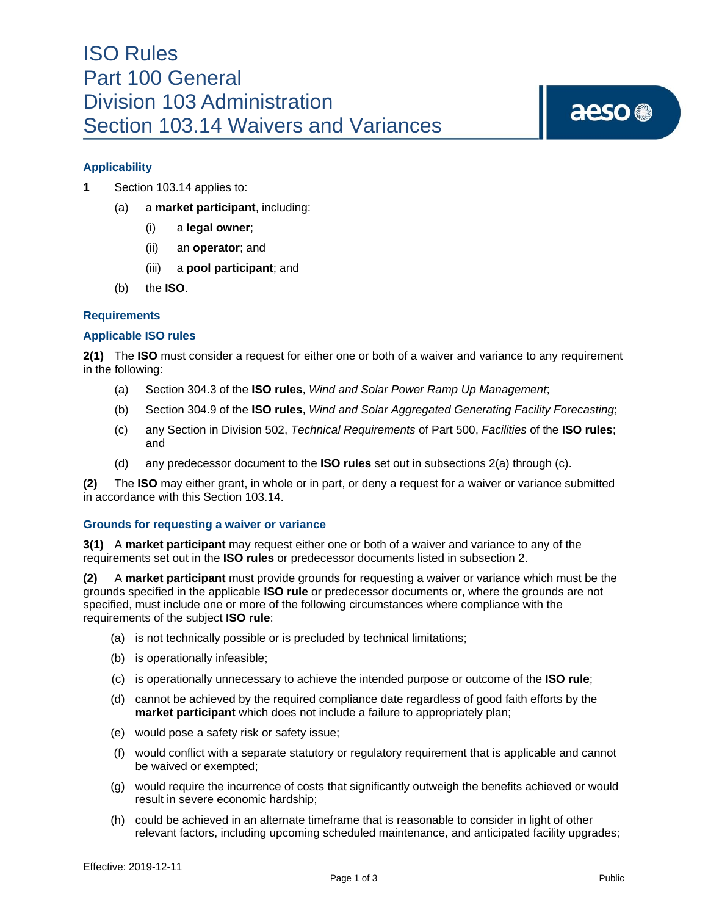# ISO Rules
# Part 100 General
# Division 103 Administration
# Section 103.14 Waivers and Variances

### Applicability

**1** Section 103.14 applies to:

(a) a **market participant**, including:

(i) a **legal owner**;

(ii) an **operator**; and

(iii) a **pool participant**; and

(b) the **ISO**.

### Requirements

### Applicable ISO rules

**2(1)** The **ISO** must consider a request for either one or both of a waiver and variance to any requirement in the following:

(a) Section 304.3 of the **ISO rules**, *Wind and Solar Power Ramp Up Management*;

(b) Section 304.9 of the **ISO rules**, *Wind and Solar Aggregated Generating Facility Forecasting*;

(c) any Section in Division 502, *Technical Requirements* of Part 500, *Facilities* of the **ISO rules**; and

(d) any predecessor document to the **ISO rules** set out in subsections 2(a) through (c).

**(2)** The **ISO** may either grant, in whole or in part, or deny a request for a waiver or variance submitted in accordance with this Section 103.14.

### Grounds for requesting a waiver or variance

**3(1)** A **market participant** may request either one or both of a waiver and variance to any of the requirements set out in the **ISO rules** or predecessor documents listed in subsection 2.

**(2)** A **market participant** must provide grounds for requesting a waiver or variance which must be the grounds specified in the applicable **ISO rule** or predecessor documents or, where the grounds are not specified, must include one or more of the following circumstances where compliance with the requirements of the subject **ISO rule**:

(a) is not technically possible or is precluded by technical limitations;

(b) is operationally infeasible;

(c) is operationally unnecessary to achieve the intended purpose or outcome of the **ISO rule**;

(d) cannot be achieved by the required compliance date regardless of good faith efforts by the **market participant** which does not include a failure to appropriately plan;

(e) would pose a safety risk or safety issue;

(f) would conflict with a separate statutory or regulatory requirement that is applicable and cannot be waived or exempted;

(g) would require the incurrence of costs that significantly outweigh the benefits achieved or would result in severe economic hardship;

(h) could be achieved in an alternate timeframe that is reasonable to consider in light of other relevant factors, including upcoming scheduled maintenance, and anticipated facility upgrades;

Effective: 2019-12-11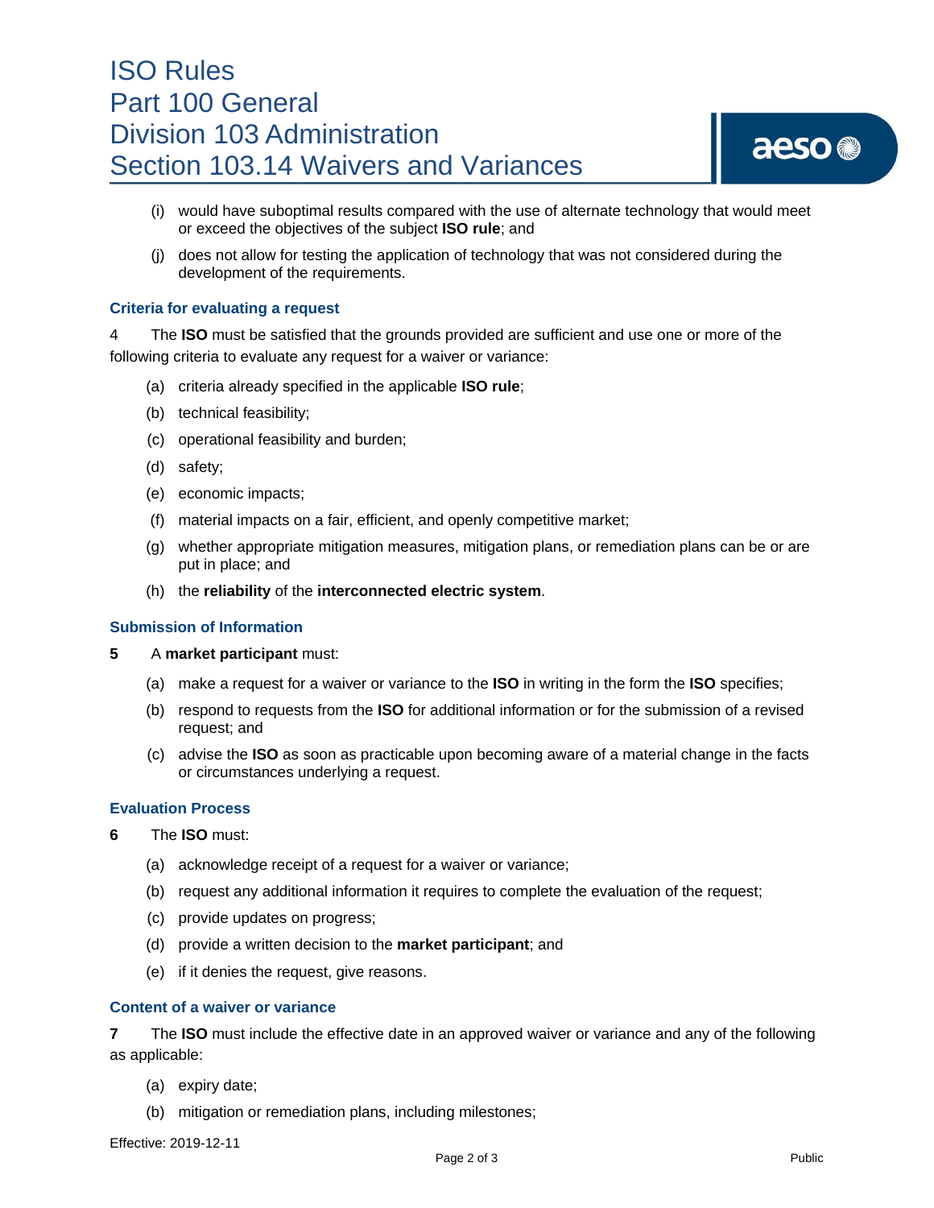(i) would have suboptimal results compared with the use of alternate technology that would meet or exceed the objectives of the subject **ISO rule**; and

(j) does not allow for testing the application of technology that was not considered during the development of the requirements.

### Criteria for evaluating a request

4 The **ISO** must be satisfied that the grounds provided are sufficient and use one or more of the following criteria to evaluate any request for a waiver or variance:

(a) criteria already specified in the applicable **ISO rule**;

(b) technical feasibility;

(c) operational feasibility and burden;

(d) safety;

(e) economic impacts;

(f) material impacts on a fair, efficient, and openly competitive market;

(g) whether appropriate mitigation measures, mitigation plans, or remediation plans can be or are put in place; and

(h) the **reliability** of the **interconnected electric system**.

### Submission of Information

**5** A **market participant** must:

(a) make a request for a waiver or variance to the **ISO** in writing in the form the **ISO** specifies;

(b) respond to requests from the **ISO** for additional information or for the submission of a revised request; and

(c) advise the **ISO** as soon as practicable upon becoming aware of a material change in the facts or circumstances underlying a request.

### Evaluation Process

**6** The **ISO** must:

(a) acknowledge receipt of a request for a waiver or variance;

(b) request any additional information it requires to complete the evaluation of the request;

(c) provide updates on progress;

(d) provide a written decision to the **market participant**; and

(e) if it denies the request, give reasons.

### Content of a waiver or variance

**7** The **ISO** must include the effective date in an approved waiver or variance and any of the following as applicable:

(a) expiry date;

(b) mitigation or remediation plans, including milestones;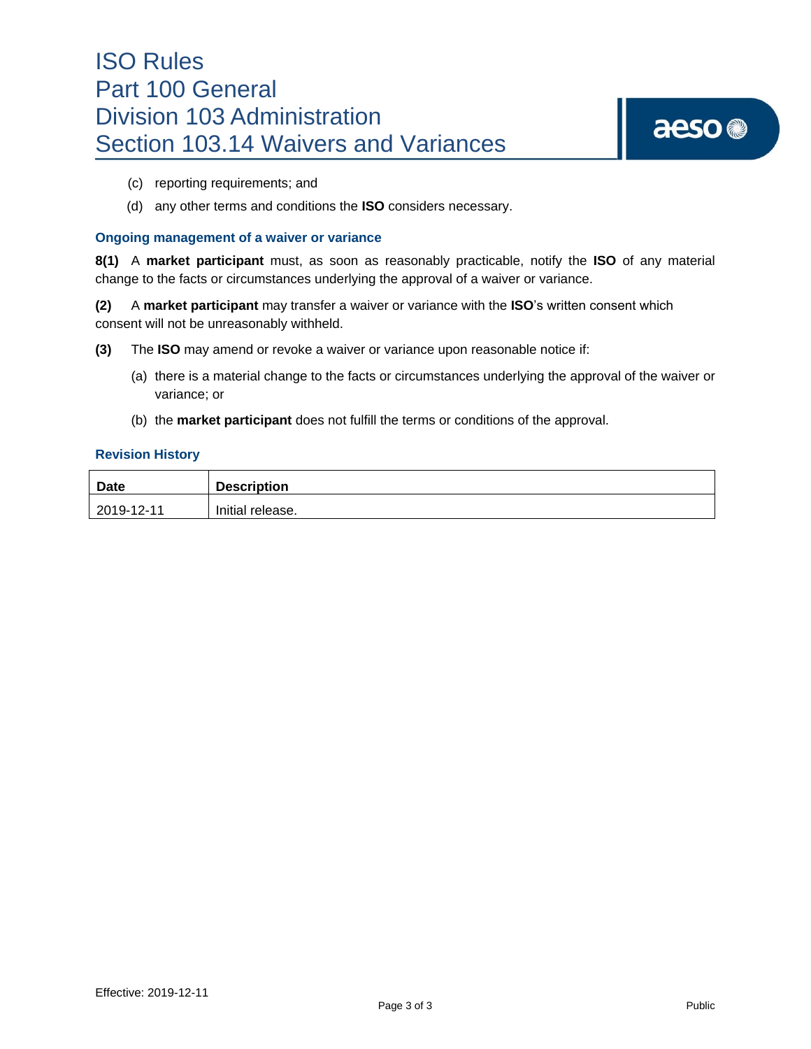(c) reporting requirements; and

(d) any other terms and conditions the **ISO** considers necessary.

### Ongoing management of a waiver or variance

**8(1)** A **market participant** must, as soon as reasonably practicable, notify the **ISO** of any material change to the facts or circumstances underlying the approval of a waiver or variance.

**(2)** A **market participant** may transfer a waiver or variance with the **ISO**'s written consent which consent will not be unreasonably withheld.

**(3)** The **ISO** may amend or revoke a waiver or variance upon reasonable notice if:

(a) there is a material change to the facts or circumstances underlying the approval of the waiver or variance; or

(b) the **market participant** does not fulfill the terms or conditions of the approval.

### Revision History

| Date | Description |
|---|---|
| 2019-12-11 | Initial release. |

Effective: 2019-12-11